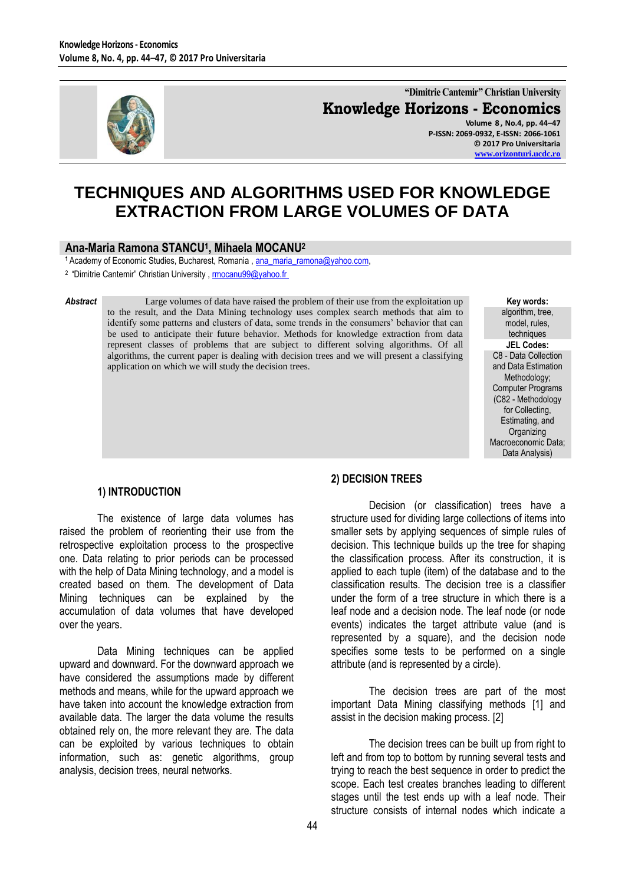# TECHNIQUES AND ALGORITHMS USED FOR KNOWLEDGE EXTRACTION FROM LARGE VOLUMES OF DATA

**Ana-Maria Ramona STANCU[1], Mihaela MOCANU[2]**

[1] Academy of Economic Studies, Bucharest, Romania , ana_maria_ramona@yahoo.com,

[2] "Dimitrie Cantemir" Christian University , rmocanu99@yahoo.fr

***Abstract*** Large volumes of data have raised the problem of their use from the exploitation up to the result, and the Data Mining technology uses complex search methods that aim to identify some patterns and clusters of data, some trends in the consumers' behavior that can be used to anticipate their future behavior. Methods for knowledge extraction from data represent classes of problems that are subject to different solving algorithms. Of all algorithms, the current paper is dealing with decision trees and we will present a classifying application on which we will study the decision trees.

**Key words:** algorithm, tree, model, rules, techniques

**JEL Codes:** C8 - Data Collection and Data Estimation Methodology; Computer Programs (C82 - Methodology for Collecting, Estimating, and Organizing Macroeconomic Data; Data Analysis)

## 1) INTRODUCTION

The existence of large data volumes has raised the problem of reorienting their use from the retrospective exploitation process to the prospective one. Data relating to prior periods can be processed with the help of Data Mining technology, and a model is created based on them. The development of Data Mining techniques can be explained by the accumulation of data volumes that have developed over the years.

Data Mining techniques can be applied upward and downward. For the downward approach we have considered the assumptions made by different methods and means, while for the upward approach we have taken into account the knowledge extraction from available data. The larger the data volume the results obtained rely on, the more relevant they are. The data can be exploited by various techniques to obtain information, such as: genetic algorithms, group analysis, decision trees, neural networks.

## 2) DECISION TREES

Decision (or classification) trees have a structure used for dividing large collections of items into smaller sets by applying sequences of simple rules of decision. This technique builds up the tree for shaping the classification process. After its construction, it is applied to each tuple (item) of the database and to the classification results. The decision tree is a classifier under the form of a tree structure in which there is a leaf node and a decision node. The leaf node (or node events) indicates the target attribute value (and is represented by a square), and the decision node specifies some tests to be performed on a single attribute (and is represented by a circle).

The decision trees are part of the most important Data Mining classifying methods [1] and assist in the decision making process. [2]

The decision trees can be built up from right to left and from top to bottom by running several tests and trying to reach the best sequence in order to predict the scope. Each test creates branches leading to different stages until the test ends up with a leaf node. Their structure consists of internal nodes which indicate a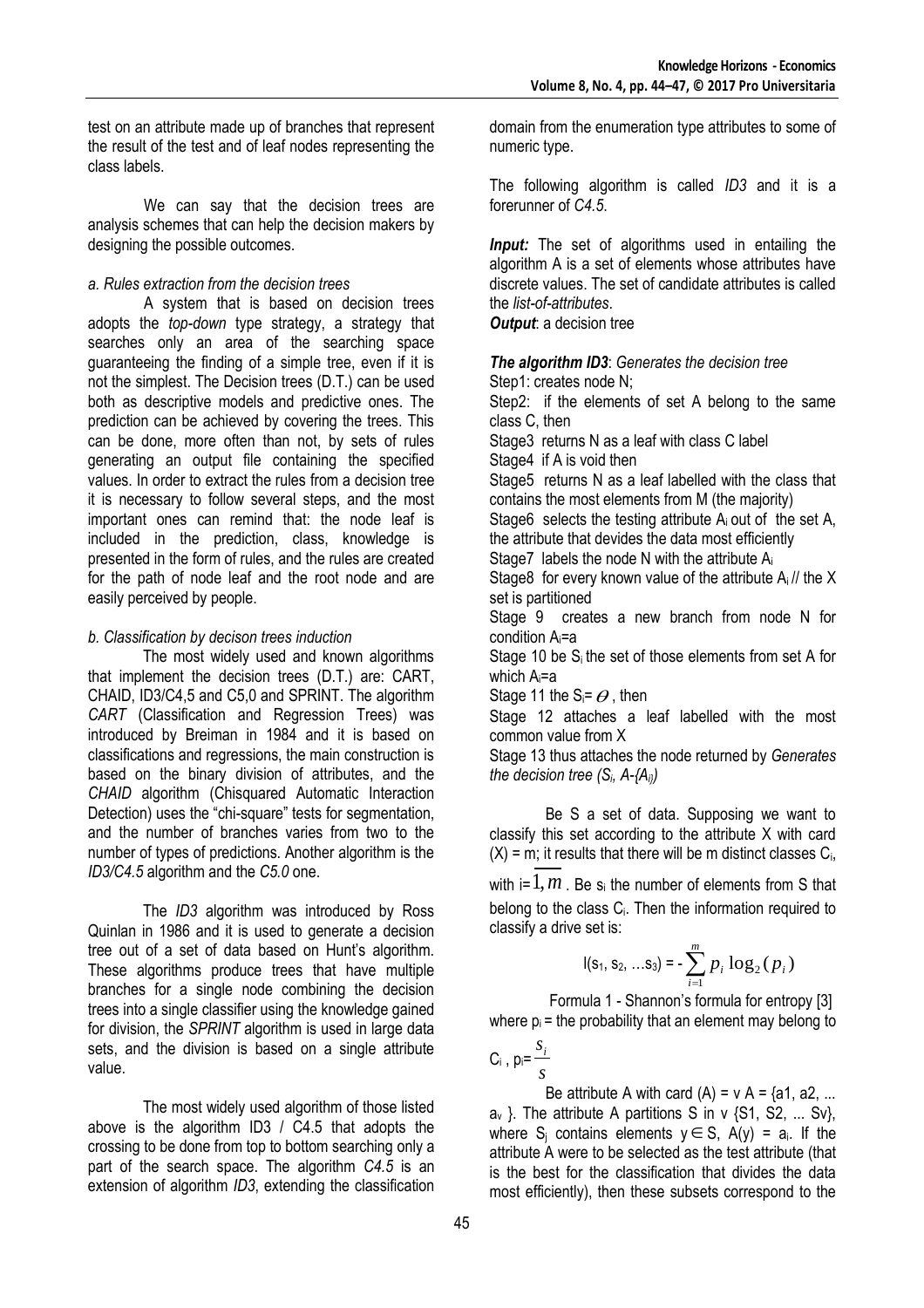test on an attribute made up of branches that represent the result of the test and of leaf nodes representing the class labels.

We can say that the decision trees are analysis schemes that can help the decision makers by designing the possible outcomes.

*a. Rules extraction from the decision trees*

A system that is based on decision trees adopts the *top-down* type strategy, a strategy that searches only an area of the searching space guaranteeing the finding of a simple tree, even if it is not the simplest. The Decision trees (D.T.) can be used both as descriptive models and predictive ones. The prediction can be achieved by covering the trees. This can be done, more often than not, by sets of rules generating an output file containing the specified values. In order to extract the rules from a decision tree it is necessary to follow several steps, and the most important ones can remind that: the node leaf is included in the prediction, class, knowledge is presented in the form of rules, and the rules are created for the path of node leaf and the root node and are easily perceived by people.

*b. Classification by decison trees induction*

The most widely used and known algorithms that implement the decision trees (D.T.) are: CART, CHAID, ID3/C4,5 and C5,0 and SPRINT. The algorithm *CART* (Classification and Regression Trees) was introduced by Breiman in 1984 and it is based on classifications and regressions, the main construction is based on the binary division of attributes, and the *CHAID* algorithm (Chisquared Automatic Interaction Detection) uses the "chi-square" tests for segmentation, and the number of branches varies from two to the number of types of predictions. Another algorithm is the *ID3/C4.5* algorithm and the *C5.0* one.

The *ID3* algorithm was introduced by Ross Quinlan in 1986 and it is used to generate a decision tree out of a set of data based on Hunt's algorithm. These algorithms produce trees that have multiple branches for a single node combining the decision trees into a single classifier using the knowledge gained for division, the *SPRINT* algorithm is used in large data sets, and the division is based on a single attribute value.

The most widely used algorithm of those listed above is the algorithm ID3 / C4.5 that adopts the crossing to be done from top to bottom searching only a part of the search space. The algorithm *C4.5* is an extension of algorithm *ID3*, extending the classification domain from the enumeration type attributes to some of numeric type.

The following algorithm is called *ID3* and it is a forerunner of *C4.5*.

***Input:*** The set of algorithms used in entailing the algorithm A is a set of elements whose attributes have discrete values. The set of candidate attributes is called the *list-of-attributes*.

***Output***: a decision tree

***The algorithm ID3***: *Generates the decision tree*

Step1: creates node N;

Step2: if the elements of set A belong to the same class C, then

Stage3 returns N as a leaf with class C label

Stage4 if A is void then

Stage5 returns N as a leaf labelled with the class that contains the most elements from M (the majority)

Stage6 selects the testing attribute $A_i$ out of the set A, the attribute that devides the data most efficiently

Stage7 labels the node N with the attribute $A_i$

Stage8 for every known value of the attribute $A_i$ // the X set is partitioned

Stage 9 creates a new branch from node N for condition $A_i$=a

Stage 10 be $S_i$ the set of those elements from set A for which $A_i$=a

Stage 11 the $S_i = \Theta$ , then

Stage 12 attaches a leaf labelled with the most common value from X

Stage 13 thus attaches the node returned by *Generates the decision tree ($S_i$, A-{$A_{ij}$})*

Be S a set of data. Supposing we want to classify this set according to the attribute X with card (X) = m; it results that there will be m distinct classes $C_i$, with $i=\overline{1,m}$ . Be $s_i$ the number of elements from S that belong to the class $C_i$. Then the information required to classify a drive set is:

$$I(s_1, s_2, \ldots s_3) = -\sum_{i=1}^{m} p_i \log_2(p_i)$$

Formula 1 - Shannon's formula for entropy [3]

where $p_i$ = the probability that an element may belong to $C_i$ , $p_i = \frac{s_i}{s}$

Be attribute A with card (A) = v A = {a1, a2, ... $a_v$ }. The attribute A partitions S in v {S1, S2, ... Sv}, where $S_j$ contains elements $y \in S$, $A(y) = a_j$. If the attribute A were to be selected as the test attribute (that is the best for the classification that divides the data most efficiently), then these subsets correspond to the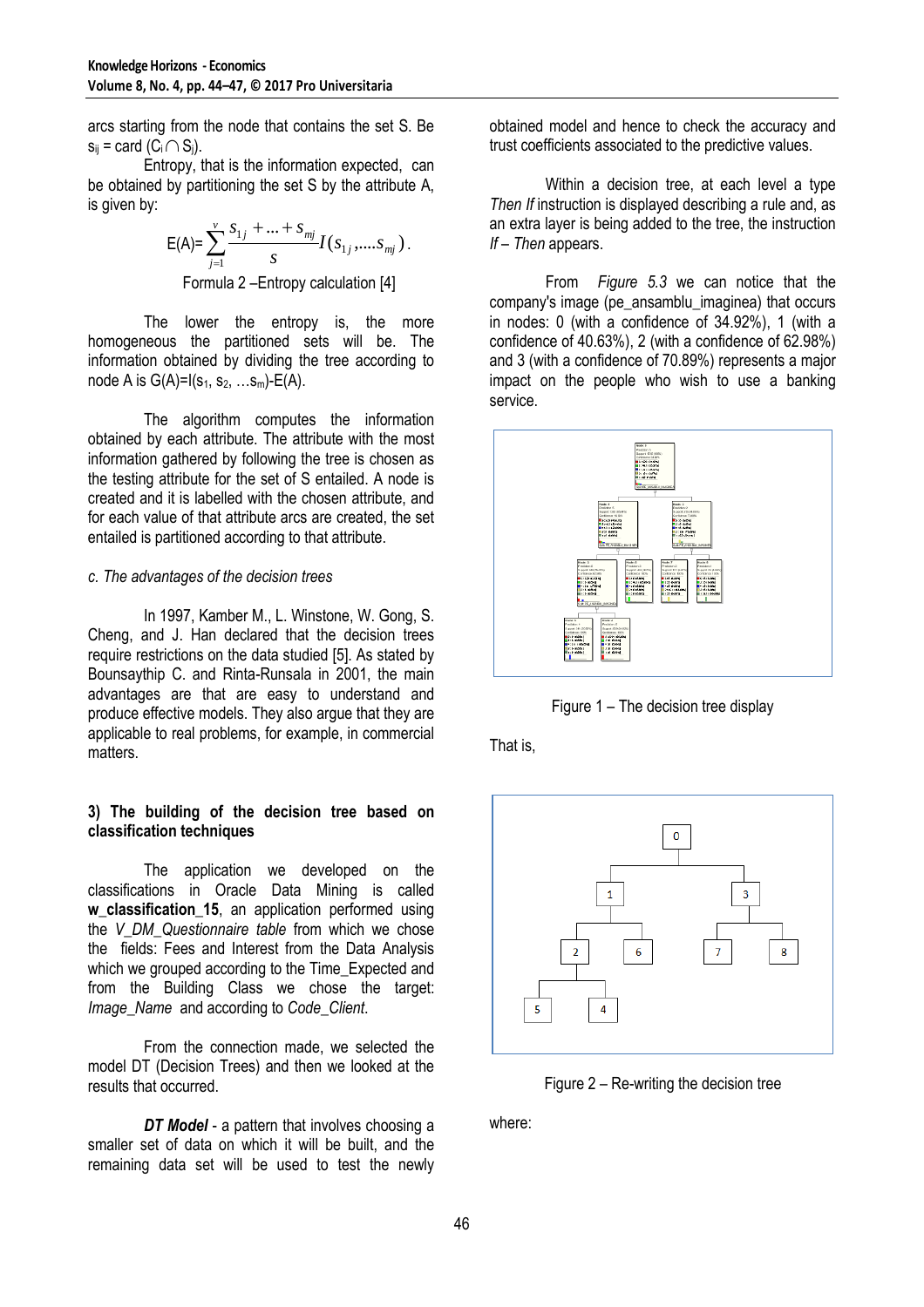arcs starting from the node that contains the set S. Be $s_{ij}$ = card ($C_i \cap S_j$).

Entropy, that is the information expected, can be obtained by partitioning the set S by the attribute A, is given by:

$$E(A)=\sum_{j=1}^{v}\frac{s_{1j}+...+s_{mj}}{s}I(s_{1j},....s_{mj}).$$

Formula 2 –Entropy calculation [4]

The lower the entropy is, the more homogeneous the partitioned sets will be. The information obtained by dividing the tree according to node A is $G(A)=I(s_1, s_2, \ldots s_m)-E(A)$.

The algorithm computes the information obtained by each attribute. The attribute with the most information gathered by following the tree is chosen as the testing attribute for the set of S entailed. A node is created and it is labelled with the chosen attribute, and for each value of that attribute arcs are created, the set entailed is partitioned according to that attribute.

*c. The advantages of the decision trees*

In 1997, Kamber M., L. Winstone, W. Gong, S. Cheng, and J. Han declared that the decision trees require restrictions on the data studied [5]. As stated by Bounsaythip C. and Rinta-Runsala in 2001, the main advantages are that are easy to understand and produce effective models. They also argue that they are applicable to real problems, for example, in commercial matters.

**3) The building of the decision tree based on classification techniques**

The application we developed on the classifications in Oracle Data Mining is called **w_classification_15**, an application performed using the *V_DM_Questionnaire table* from which we chose the fields: Fees and Interest from the Data Analysis which we grouped according to the Time_Expected and from the Building Class we chose the target: *Image_Name* and according to *Code_Client.*

From the connection made, we selected the model DT (Decision Trees) and then we looked at the results that occurred.

***DT Model*** - a pattern that involves choosing a smaller set of data on which it will be built, and the remaining data set will be used to test the newly obtained model and hence to check the accuracy and trust coefficients associated to the predictive values.

Within a decision tree, at each level a type *Then If* instruction is displayed describing a rule and, as an extra layer is being added to the tree, the instruction *If – Then* appears.

From *Figure 5.3* we can notice that the company's image (pe_ansamblu_imaginea) that occurs in nodes: 0 (with a confidence of 34.92%), 1 (with a confidence of 40.63%), 2 (with a confidence of 62.98%) and 3 (with a confidence of 70.89%) represents a major impact on the people who wish to use a banking service.

Figure 1 – The decision tree display

That is,

Figure 2 – Re-writing the decision tree

where: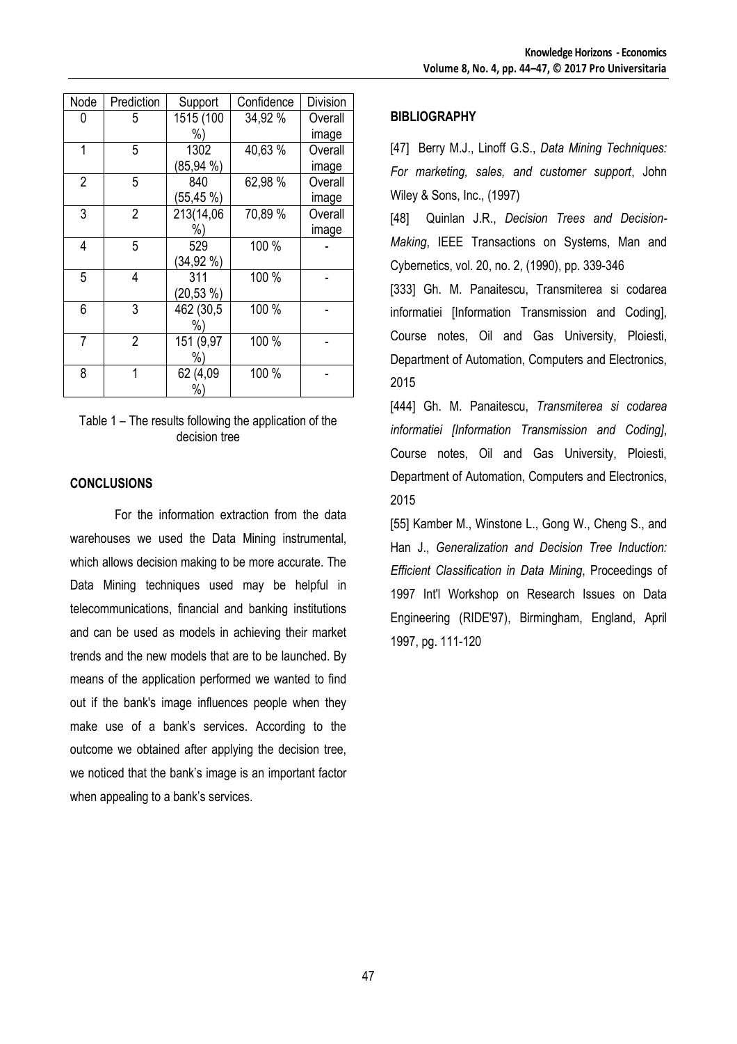| Node | Prediction | Support | Confidence | Division |
|---|---|---|---|---|
| 0 | 5 | 1515 (100 %) | 34,92 % | Overall image |
| 1 | 5 | 1302 (85,94 %) | 40,63 % | Overall image |
| 2 | 5 | 840 (55,45 %) | 62,98 % | Overall image |
| 3 | 2 | 213(14,06 %) | 70,89 % | Overall image |
| 4 | 5 | 529 (34,92 %) | 100 % | - |
| 5 | 4 | 311 (20,53 %) | 100 % | - |
| 6 | 3 | 462 (30,5 %) | 100 % | - |
| 7 | 2 | 151 (9,97 %) | 100 % | - |
| 8 | 1 | 62 (4,09 %) | 100 % | - |

Table 1 – The results following the application of the decision tree

### CONCLUSIONS

For the information extraction from the data warehouses we used the Data Mining instrumental, which allows decision making to be more accurate. The Data Mining techniques used may be helpful in telecommunications, financial and banking institutions and can be used as models in achieving their market trends and the new models that are to be launched. By means of the application performed we wanted to find out if the bank's image influences people when they make use of a bank's services. According to the outcome we obtained after applying the decision tree, we noticed that the bank's image is an important factor when appealing to a bank's services.

### BIBLIOGRAPHY

[47] Berry M.J., Linoff G.S., *Data Mining Techniques: For marketing, sales, and customer support*, John Wiley & Sons, Inc., (1997)

[48] Quinlan J.R., *Decision Trees and Decision-Making*, IEEE Transactions on Systems, Man and Cybernetics, vol. 20, no. 2, (1990), pp. 339-346

[333] Gh. M. Panaitescu, Transmiterea si codarea informatiei [Information Transmission and Coding], Course notes, Oil and Gas University, Ploiesti, Department of Automation, Computers and Electronics, 2015

[444] Gh. M. Panaitescu, *Transmiterea si codarea informatiei [Information Transmission and Coding]*, Course notes, Oil and Gas University, Ploiesti, Department of Automation, Computers and Electronics, 2015

[55] Kamber M., Winstone L., Gong W., Cheng S., and Han J., *Generalization and Decision Tree Induction: Efficient Classification in Data Mining*, Proceedings of 1997 Int'l Workshop on Research Issues on Data Engineering (RIDE'97), Birmingham, England, April 1997, pg. 111-120